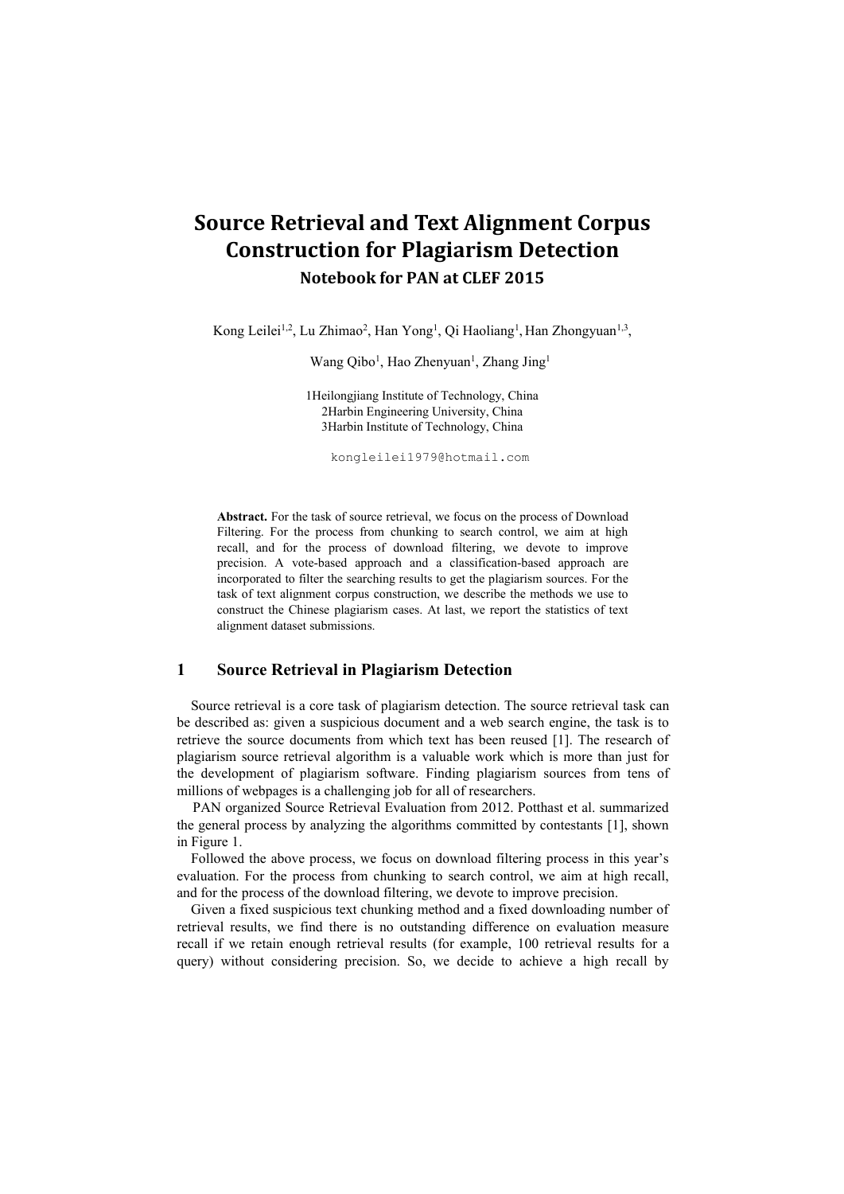# Source Retrieval and Text Alignment Corpus Construction for Plagiarism Detection

### Notebook for PAN at CLEF 2015

Kong Leilei[1,2], Lu Zhimao[2], Han Yong[1], Qi Haoliang[1], Han Zhongyuan[1,3], Wang Qibo[1], Hao Zhenyuan[1], Zhang Jing[1]

1Heilongjiang Institute of Technology, China
2Harbin Engineering University, China
3Harbin Institute of Technology, China

kongleilei1979@hotmail.com

**Abstract.** For the task of source retrieval, we focus on the process of Download Filtering. For the process from chunking to search control, we aim at high recall, and for the process of download filtering, we devote to improve precision. A vote-based approach and a classification-based approach are incorporated to filter the searching results to get the plagiarism sources. For the task of text alignment corpus construction, we describe the methods we use to construct the Chinese plagiarism cases. At last, we report the statistics of text alignment dataset submissions.

## 1 Source Retrieval in Plagiarism Detection

Source retrieval is a core task of plagiarism detection. The source retrieval task can be described as: given a suspicious document and a web search engine, the task is to retrieve the source documents from which text has been reused [1]. The research of plagiarism source retrieval algorithm is a valuable work which is more than just for the development of plagiarism software. Finding plagiarism sources from tens of millions of webpages is a challenging job for all of researchers.

PAN organized Source Retrieval Evaluation from 2012. Potthast et al. summarized the general process by analyzing the algorithms committed by contestants [1], shown in Figure 1.

Followed the above process, we focus on download filtering process in this year's evaluation. For the process from chunking to search control, we aim at high recall, and for the process of the download filtering, we devote to improve precision.

Given a fixed suspicious text chunking method and a fixed downloading number of retrieval results, we find there is no outstanding difference on evaluation measure recall if we retain enough retrieval results (for example, 100 retrieval results for a query) without considering precision. So, we decide to achieve a high recall by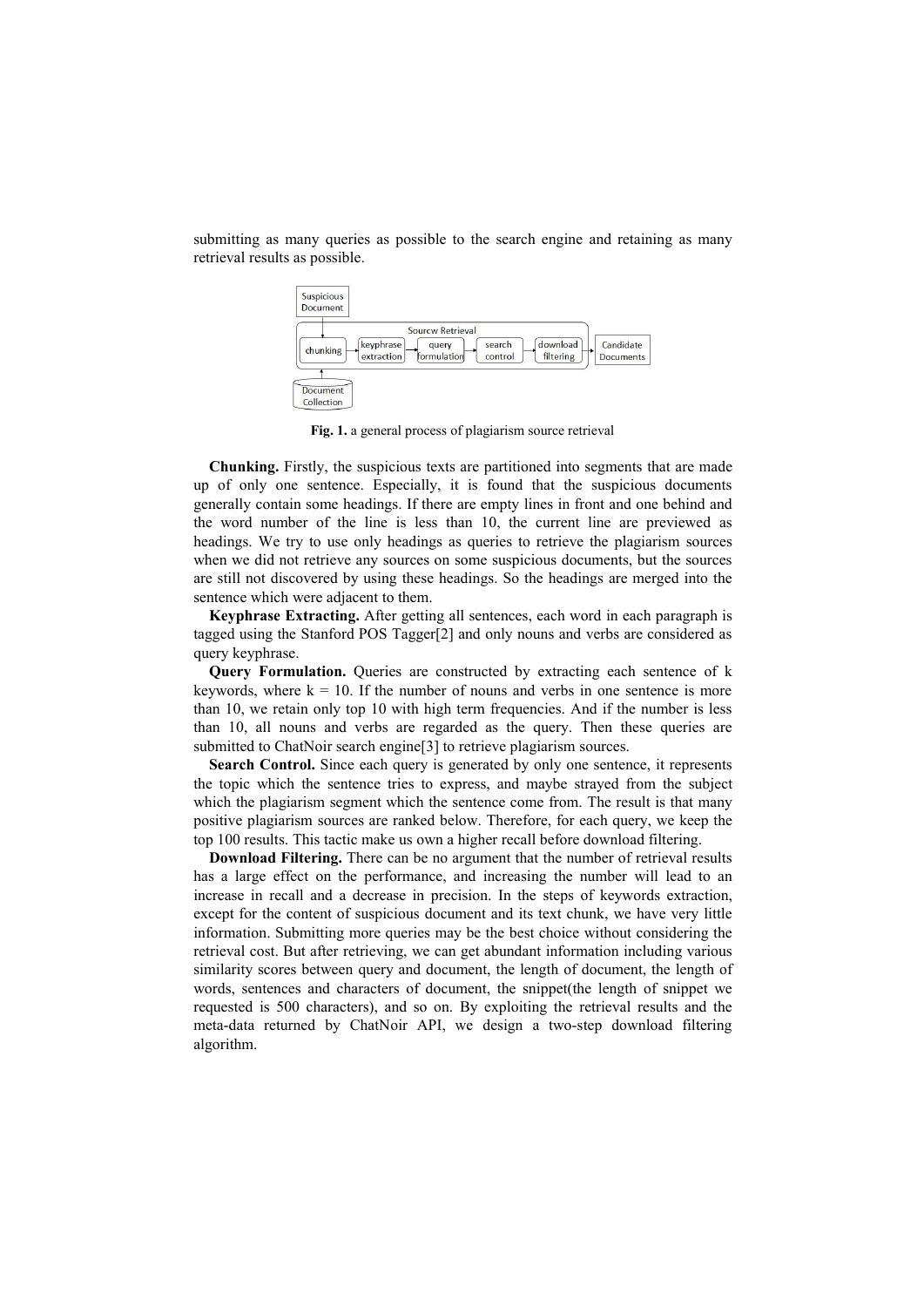submitting as many queries as possible to the search engine and retaining as many retrieval results as possible.

Fig. 1. a general process of plagiarism source retrieval

**Chunking.** Firstly, the suspicious texts are partitioned into segments that are made up of only one sentence. Especially, it is found that the suspicious documents generally contain some headings. If there are empty lines in front and one behind and the word number of the line is less than 10, the current line are previewed as headings. We try to use only headings as queries to retrieve the plagiarism sources when we did not retrieve any sources on some suspicious documents, but the sources are still not discovered by using these headings. So the headings are merged into the sentence which were adjacent to them.

**Keyphrase Extracting.** After getting all sentences, each word in each paragraph is tagged using the Stanford POS Tagger[2] and only nouns and verbs are considered as query keyphrase.

**Query Formulation.** Queries are constructed by extracting each sentence of k keywords, where k = 10. If the number of nouns and verbs in one sentence is more than 10, we retain only top 10 with high term frequencies. And if the number is less than 10, all nouns and verbs are regarded as the query. Then these queries are submitted to ChatNoir search engine[3] to retrieve plagiarism sources.

**Search Control.** Since each query is generated by only one sentence, it represents the topic which the sentence tries to express, and maybe strayed from the subject which the plagiarism segment which the sentence come from. The result is that many positive plagiarism sources are ranked below. Therefore, for each query, we keep the top 100 results. This tactic make us own a higher recall before download filtering.

**Download Filtering.** There can be no argument that the number of retrieval results has a large effect on the performance, and increasing the number will lead to an increase in recall and a decrease in precision. In the steps of keywords extraction, except for the content of suspicious document and its text chunk, we have very little information. Submitting more queries may be the best choice without considering the retrieval cost. But after retrieving, we can get abundant information including various similarity scores between query and document, the length of document, the length of words, sentences and characters of document, the snippet(the length of snippet we requested is 500 characters), and so on. By exploiting the retrieval results and the meta-data returned by ChatNoir API, we design a two-step download filtering algorithm.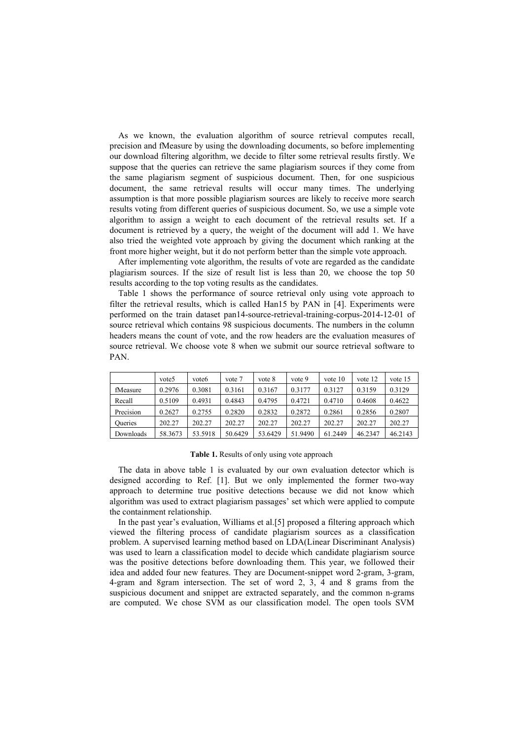As we known, the evaluation algorithm of source retrieval computes recall, precision and fMeasure by using the downloading documents, so before implementing our download filtering algorithm, we decide to filter some retrieval results firstly. We suppose that the queries can retrieve the same plagiarism sources if they come from the same plagiarism segment of suspicious document. Then, for one suspicious document, the same retrieval results will occur many times. The underlying assumption is that more possible plagiarism sources are likely to receive more search results voting from different queries of suspicious document. So, we use a simple vote algorithm to assign a weight to each document of the retrieval results set. If a document is retrieved by a query, the weight of the document will add 1. We have also tried the weighted vote approach by giving the document which ranking at the front more higher weight, but it do not perform better than the simple vote approach.

After implementing vote algorithm, the results of vote are regarded as the candidate plagiarism sources. If the size of result list is less than 20, we choose the top 50 results according to the top voting results as the candidates.

Table 1 shows the performance of source retrieval only using vote approach to filter the retrieval results, which is called Han15 by PAN in [4]. Experiments were performed on the train dataset pan14-source-retrieval-training-corpus-2014-12-01 of source retrieval which contains 98 suspicious documents. The numbers in the column headers means the count of vote, and the row headers are the evaluation measures of source retrieval. We choose vote 8 when we submit our source retrieval software to PAN.

|  | vote5 | vote6 | vote 7 | vote 8 | vote 9 | vote 10 | vote 12 | vote 15 |
|---|---|---|---|---|---|---|---|---|
| fMeasure | 0.2976 | 0.3081 | 0.3161 | 0.3167 | 0.3177 | 0.3127 | 0.3159 | 0.3129 |
| Recall | 0.5109 | 0.4931 | 0.4843 | 0.4795 | 0.4721 | 0.4710 | 0.4608 | 0.4622 |
| Precision | 0.2627 | 0.2755 | 0.2820 | 0.2832 | 0.2872 | 0.2861 | 0.2856 | 0.2807 |
| Queries | 202.27 | 202.27 | 202.27 | 202.27 | 202.27 | 202.27 | 202.27 | 202.27 |
| Downloads | 58.3673 | 53.5918 | 50.6429 | 53.6429 | 51.9490 | 61.2449 | 46.2347 | 46.2143 |

**Table 1.** Results of only using vote approach

The data in above table 1 is evaluated by our own evaluation detector which is designed according to Ref. [1]. But we only implemented the former two-way approach to determine true positive detections because we did not know which algorithm was used to extract plagiarism passages' set which were applied to compute the containment relationship.

In the past year's evaluation, Williams et al.[5] proposed a filtering approach which viewed the filtering process of candidate plagiarism sources as a classification problem. A supervised learning method based on LDA(Linear Discriminant Analysis) was used to learn a classification model to decide which candidate plagiarism source was the positive detections before downloading them. This year, we followed their idea and added four new features. They are Document-snippet word 2-gram, 3-gram, 4-gram and 8gram intersection. The set of word 2, 3, 4 and 8 grams from the suspicious document and snippet are extracted separately, and the common n-grams are computed. We chose SVM as our classification model. The open tools SVM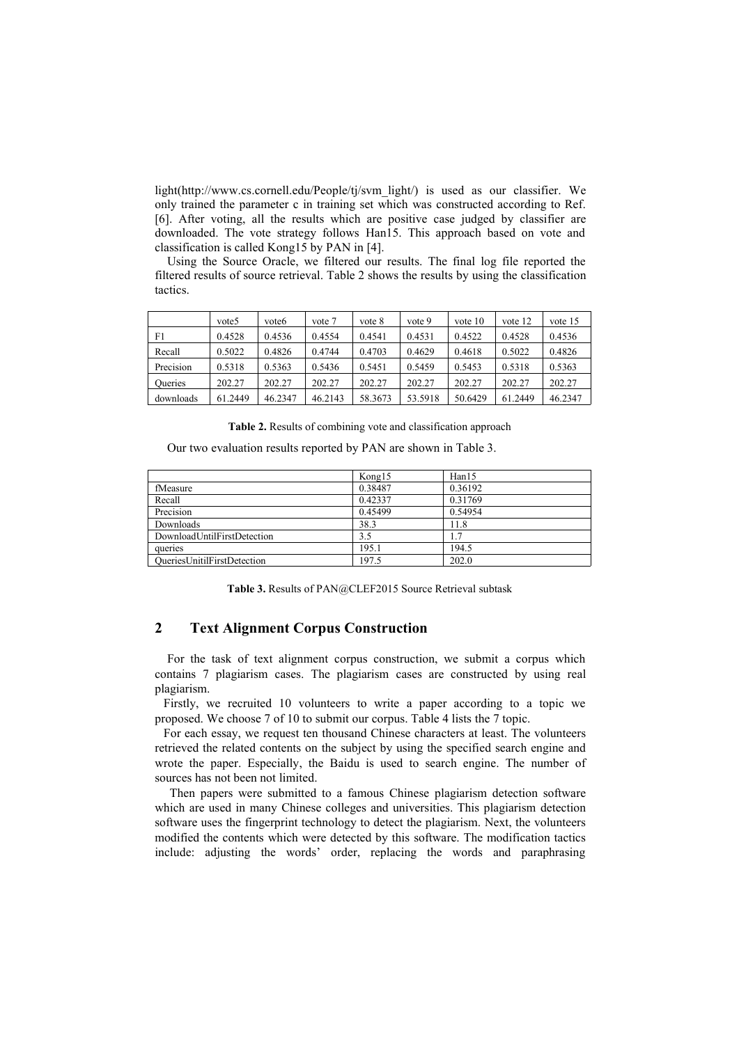light(http://www.cs.cornell.edu/People/tj/svm_light/) is used as our classifier. We only trained the parameter c in training set which was constructed according to Ref. [6]. After voting, all the results which are positive case judged by classifier are downloaded. The vote strategy follows Han15. This approach based on vote and classification is called Kong15 by PAN in [4].

Using the Source Oracle, we filtered our results. The final log file reported the filtered results of source retrieval. Table 2 shows the results by using the classification tactics.

| | vote5 | vote6 | vote 7 | vote 8 | vote 9 | vote 10 | vote 12 | vote 15 |
|---|---|---|---|---|---|---|---|---|
| F1 | 0.4528 | 0.4536 | 0.4554 | 0.4541 | 0.4531 | 0.4522 | 0.4528 | 0.4536 |
| Recall | 0.5022 | 0.4826 | 0.4744 | 0.4703 | 0.4629 | 0.4618 | 0.5022 | 0.4826 |
| Precision | 0.5318 | 0.5363 | 0.5436 | 0.5451 | 0.5459 | 0.5453 | 0.5318 | 0.5363 |
| Queries | 202.27 | 202.27 | 202.27 | 202.27 | 202.27 | 202.27 | 202.27 | 202.27 |
| downloads | 61.2449 | 46.2347 | 46.2143 | 58.3673 | 53.5918 | 50.6429 | 61.2449 | 46.2347 |

**Table 2.** Results of combining vote and classification approach

Our two evaluation results reported by PAN are shown in Table 3.

| | Kong15 | Han15 |
|---|---|---|
| fMeasure | 0.38487 | 0.36192 |
| Recall | 0.42337 | 0.31769 |
| Precision | 0.45499 | 0.54954 |
| Downloads | 38.3 | 11.8 |
| DownloadUntilFirstDetection | 3.5 | 1.7 |
| queries | 195.1 | 194.5 |
| QueriesUnitilFirstDetection | 197.5 | 202.0 |

**Table 3.** Results of PAN@CLEF2015 Source Retrieval subtask

## 2 Text Alignment Corpus Construction

For the task of text alignment corpus construction, we submit a corpus which contains 7 plagiarism cases. The plagiarism cases are constructed by using real plagiarism.

Firstly, we recruited 10 volunteers to write a paper according to a topic we proposed. We choose 7 of 10 to submit our corpus. Table 4 lists the 7 topic.

For each essay, we request ten thousand Chinese characters at least. The volunteers retrieved the related contents on the subject by using the specified search engine and wrote the paper. Especially, the Baidu is used to search engine. The number of sources has not been not limited.

Then papers were submitted to a famous Chinese plagiarism detection software which are used in many Chinese colleges and universities. This plagiarism detection software uses the fingerprint technology to detect the plagiarism. Next, the volunteers modified the contents which were detected by this software. The modification tactics include: adjusting the words' order, replacing the words and paraphrasing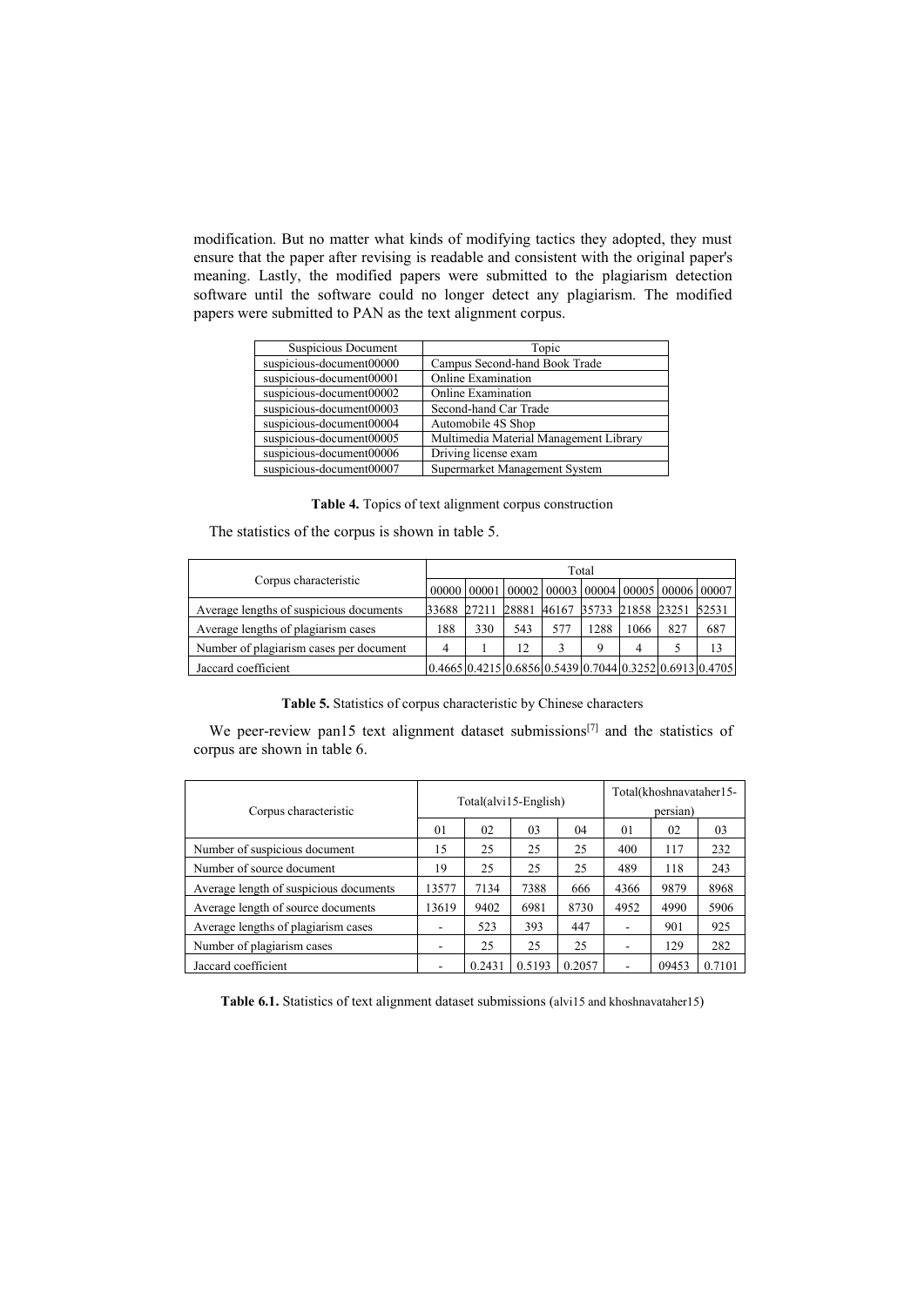modification. But no matter what kinds of modifying tactics they adopted, they must ensure that the paper after revising is readable and consistent with the original paper's meaning. Lastly, the modified papers were submitted to the plagiarism detection software until the software could no longer detect any plagiarism. The modified papers were submitted to PAN as the text alignment corpus.

| Suspicious Document | Topic |
|---|---|
| suspicious-document00000 | Campus Second-hand Book Trade |
| suspicious-document00001 | Online Examination |
| suspicious-document00002 | Online Examination |
| suspicious-document00003 | Second-hand Car Trade |
| suspicious-document00004 | Automobile 4S Shop |
| suspicious-document00005 | Multimedia Material Management Library |
| suspicious-document00006 | Driving license exam |
| suspicious-document00007 | Supermarket Management System |

**Table 4.** Topics of text alignment corpus construction

The statistics of the corpus is shown in table 5.

| Corpus characteristic | Total | | | | | | | |
|---|---|---|---|---|---|---|---|---|
| | 00000 | 00001 | 00002 | 00003 | 00004 | 00005 | 00006 | 00007 |
| Average lengths of suspicious documents | 33688 | 27211 | 28881 | 46167 | 35733 | 21858 | 23251 | 52531 |
| Average lengths of plagiarism cases | 188 | 330 | 543 | 577 | 1288 | 1066 | 827 | 687 |
| Number of plagiarism cases per document | 4 | 1 | 12 | 3 | 9 | 4 | 5 | 13 |
| Jaccard coefficient | 0.4665 | 0.4215 | 0.6856 | 0.5439 | 0.7044 | 0.3252 | 0.6913 | 0.4705 |

**Table 5.** Statistics of corpus characteristic by Chinese characters

We peer-review pan15 text alignment dataset submissions[7] and the statistics of corpus are shown in table 6.

| Corpus characteristic | Total(alvi15-English) | | | | Total(khoshnavataher15-persian) | | |
|---|---|---|---|---|---|---|---|
| | 01 | 02 | 03 | 04 | 01 | 02 | 03 |
| Number of suspicious document | 15 | 25 | 25 | 25 | 400 | 117 | 232 |
| Number of source document | 19 | 25 | 25 | 25 | 489 | 118 | 243 |
| Average length of suspicious documents | 13577 | 7134 | 7388 | 666 | 4366 | 9879 | 8968 |
| Average length of source documents | 13619 | 9402 | 6981 | 8730 | 4952 | 4990 | 5906 |
| Average lengths of plagiarism cases | - | 523 | 393 | 447 | - | 901 | 925 |
| Number of plagiarism cases | - | 25 | 25 | 25 | - | 129 | 282 |
| Jaccard coefficient | - | 0.2431 | 0.5193 | 0.2057 | - | 09453 | 0.7101 |

**Table 6.1.** Statistics of text alignment dataset submissions (alvi15 and khoshnavataher15)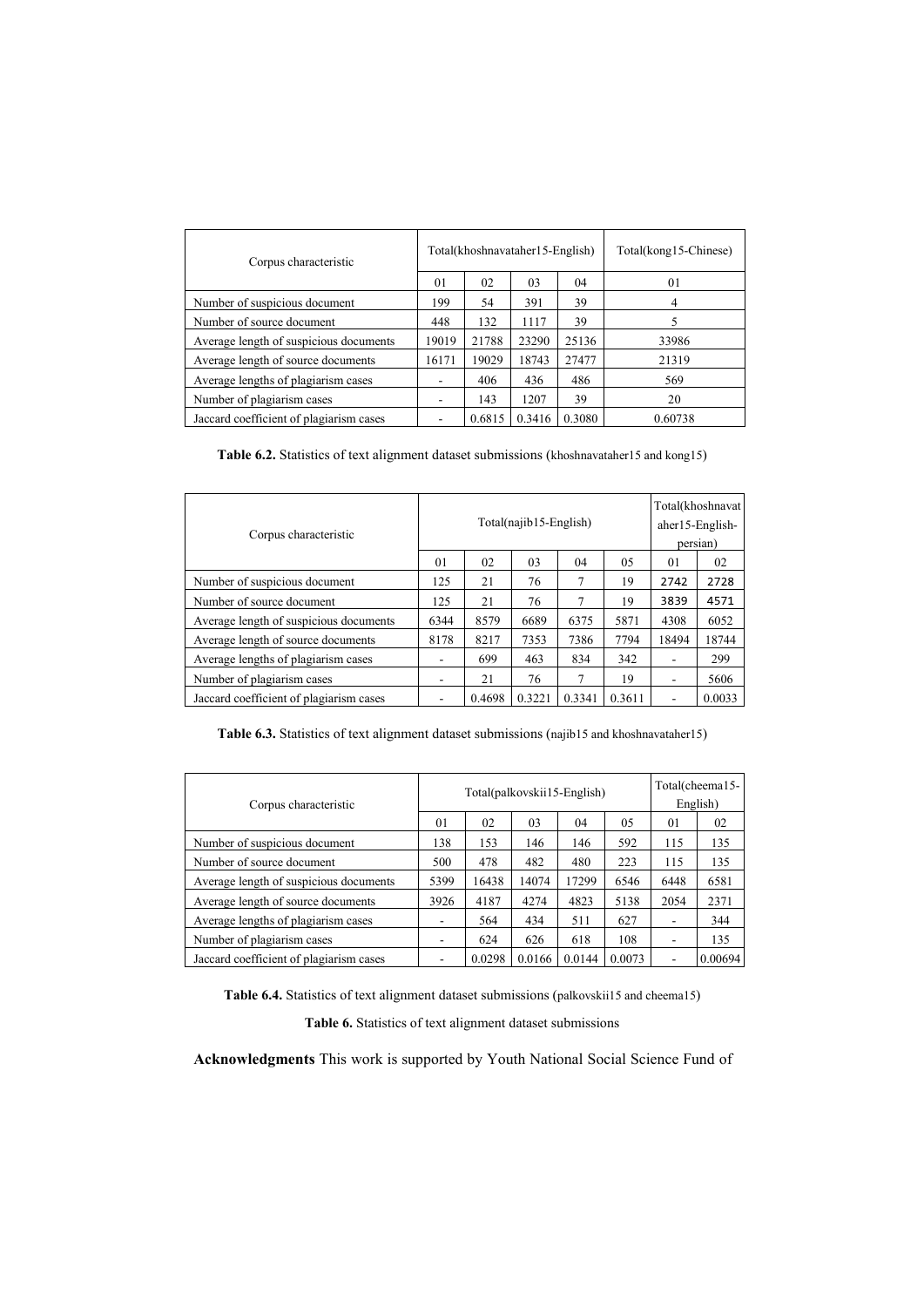| Corpus characteristic | Total(khoshnavataher15-English) | | | | Total(kong15-Chinese) |
|---|---|---|---|---|---|
| | 01 | 02 | 03 | 04 | 01 |
| Number of suspicious document | 199 | 54 | 391 | 39 | 4 |
| Number of source document | 448 | 132 | 1117 | 39 | 5 |
| Average length of suspicious documents | 19019 | 21788 | 23290 | 25136 | 33986 |
| Average length of source documents | 16171 | 19029 | 18743 | 27477 | 21319 |
| Average lengths of plagiarism cases | - | 406 | 436 | 486 | 569 |
| Number of plagiarism cases | - | 143 | 1207 | 39 | 20 |
| Jaccard coefficient of plagiarism cases | - | 0.6815 | 0.3416 | 0.3080 | 0.60738 |

**Table 6.2.** Statistics of text alignment dataset submissions (khoshnavataher15 and kong15)

| Corpus characteristic | Total(najib15-English) | | | | | Total(khoshnavataher15-English-persian) | |
|---|---|---|---|---|---|---|---|
| | 01 | 02 | 03 | 04 | 05 | 01 | 02 |
| Number of suspicious document | 125 | 21 | 76 | 7 | 19 | 2742 | 2728 |
| Number of source document | 125 | 21 | 76 | 7 | 19 | 3839 | 4571 |
| Average length of suspicious documents | 6344 | 8579 | 6689 | 6375 | 5871 | 4308 | 6052 |
| Average length of source documents | 8178 | 8217 | 7353 | 7386 | 7794 | 18494 | 18744 |
| Average lengths of plagiarism cases | - | 699 | 463 | 834 | 342 | - | 299 |
| Number of plagiarism cases | - | 21 | 76 | 7 | 19 | - | 5606 |
| Jaccard coefficient of plagiarism cases | - | 0.4698 | 0.3221 | 0.3341 | 0.3611 | - | 0.0033 |

**Table 6.3.** Statistics of text alignment dataset submissions (najib15 and khoshnavataher15)

| Corpus characteristic | Total(palkovskii15-English) | | | | | Total(cheema15-English) | |
|---|---|---|---|---|---|---|---|
| | 01 | 02 | 03 | 04 | 05 | 01 | 02 |
| Number of suspicious document | 138 | 153 | 146 | 146 | 592 | 115 | 135 |
| Number of source document | 500 | 478 | 482 | 480 | 223 | 115 | 135 |
| Average length of suspicious documents | 5399 | 16438 | 14074 | 17299 | 6546 | 6448 | 6581 |
| Average length of source documents | 3926 | 4187 | 4274 | 4823 | 5138 | 2054 | 2371 |
| Average lengths of plagiarism cases | - | 564 | 434 | 511 | 627 | - | 344 |
| Number of plagiarism cases | - | 624 | 626 | 618 | 108 | - | 135 |
| Jaccard coefficient of plagiarism cases | - | 0.0298 | 0.0166 | 0.0144 | 0.0073 | - | 0.00694 |

**Table 6.4.** Statistics of text alignment dataset submissions (palkovskii15 and cheema15)

**Table 6.** Statistics of text alignment dataset submissions

**Acknowledgments** This work is supported by Youth National Social Science Fund of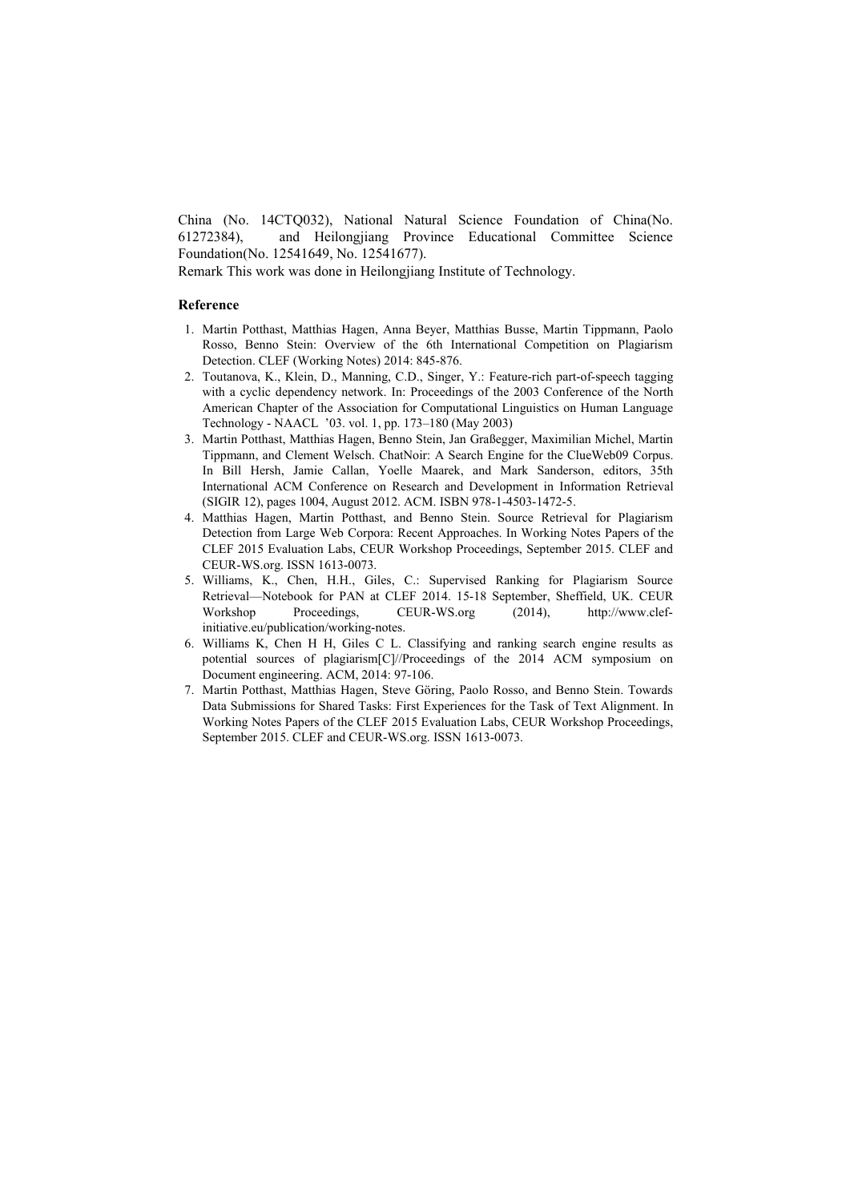China (No. 14CTQ032), National Natural Science Foundation of China(No. 61272384), and Heilongjiang Province Educational Committee Science Foundation(No. 12541649, No. 12541677).

Remark This work was done in Heilongjiang Institute of Technology.

### Reference

1. Martin Potthast, Matthias Hagen, Anna Beyer, Matthias Busse, Martin Tippmann, Paolo Rosso, Benno Stein: Overview of the 6th International Competition on Plagiarism Detection. CLEF (Working Notes) 2014: 845-876.
2. Toutanova, K., Klein, D., Manning, C.D., Singer, Y.: Feature-rich part-of-speech tagging with a cyclic dependency network. In: Proceedings of the 2003 Conference of the North American Chapter of the Association for Computational Linguistics on Human Language Technology - NAACL '03. vol. 1, pp. 173–180 (May 2003)
3. Martin Potthast, Matthias Hagen, Benno Stein, Jan Graßegger, Maximilian Michel, Martin Tippmann, and Clement Welsch. ChatNoir: A Search Engine for the ClueWeb09 Corpus. In Bill Hersh, Jamie Callan, Yoelle Maarek, and Mark Sanderson, editors, 35th International ACM Conference on Research and Development in Information Retrieval (SIGIR 12), pages 1004, August 2012. ACM. ISBN 978-1-4503-1472-5.
4. Matthias Hagen, Martin Potthast, and Benno Stein. Source Retrieval for Plagiarism Detection from Large Web Corpora: Recent Approaches. In Working Notes Papers of the CLEF 2015 Evaluation Labs, CEUR Workshop Proceedings, September 2015. CLEF and CEUR-WS.org. ISSN 1613-0073.
5. Williams, K., Chen, H.H., Giles, C.: Supervised Ranking for Plagiarism Source Retrieval—Notebook for PAN at CLEF 2014. 15-18 September, Sheffield, UK. CEUR Workshop Proceedings, CEUR-WS.org (2014), http://www.clef-initiative.eu/publication/working-notes.
6. Williams K, Chen H H, Giles C L. Classifying and ranking search engine results as potential sources of plagiarism[C]//Proceedings of the 2014 ACM symposium on Document engineering. ACM, 2014: 97-106.
7. Martin Potthast, Matthias Hagen, Steve Göring, Paolo Rosso, and Benno Stein. Towards Data Submissions for Shared Tasks: First Experiences for the Task of Text Alignment. In Working Notes Papers of the CLEF 2015 Evaluation Labs, CEUR Workshop Proceedings, September 2015. CLEF and CEUR-WS.org. ISSN 1613-0073.